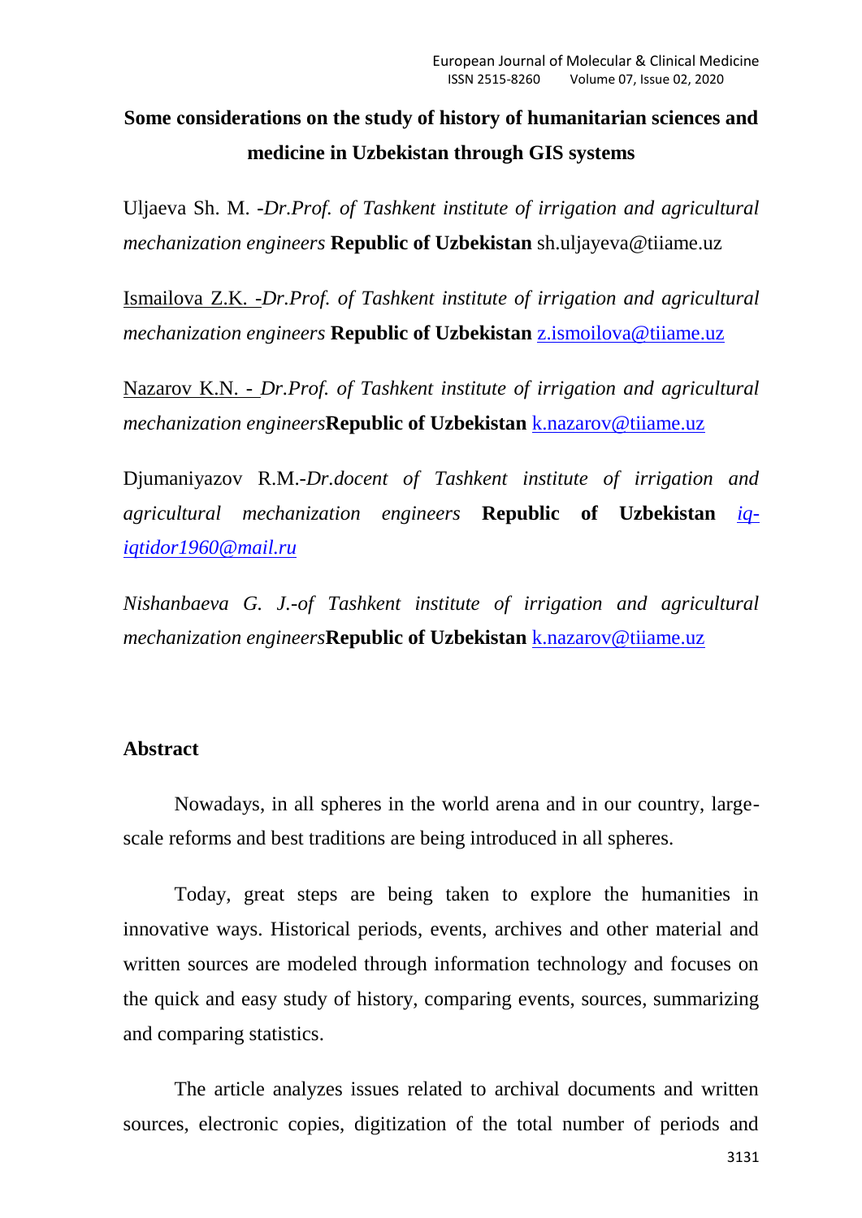# Some considerations on the study of history of humanitarian sciences and medicine in Uzbekistan through GIS systems

Uljaeva Sh. M. -*Dr.Prof. of Tashkent institute of irrigation and agricultural mechanization engineers* **Republic of Uzbekistan** sh.uljayeva@tiiame.uz

Ismailova Z.K. -*Dr.Prof. of Tashkent institute of irrigation and agricultural mechanization engineers* **Republic of Uzbekistan** z.ismoilova@tiiame.uz

Nazarov K.N. - *Dr.Prof. of Tashkent institute of irrigation and agricultural mechanization engineers* **Republic of Uzbekistan** k.nazarov@tiiame.uz

Djumaniyazov R.M.-*Dr.docent of Tashkent institute of irrigation and agricultural mechanization engineers* **Republic of Uzbekistan** *iq-iqtidor1960@mail.ru*

*Nishanbaeva G. J.-of Tashkent institute of irrigation and agricultural mechanization engineers* **Republic of Uzbekistan** k.nazarov@tiiame.uz

## Abstract

Nowadays, in all spheres in the world arena and in our country, large-scale reforms and best traditions are being introduced in all spheres.

Today, great steps are being taken to explore the humanities in innovative ways. Historical periods, events, archives and other material and written sources are modeled through information technology and focuses on the quick and easy study of history, comparing events, sources, summarizing and comparing statistics.

The article analyzes issues related to archival documents and written sources, electronic copies, digitization of the total number of periods and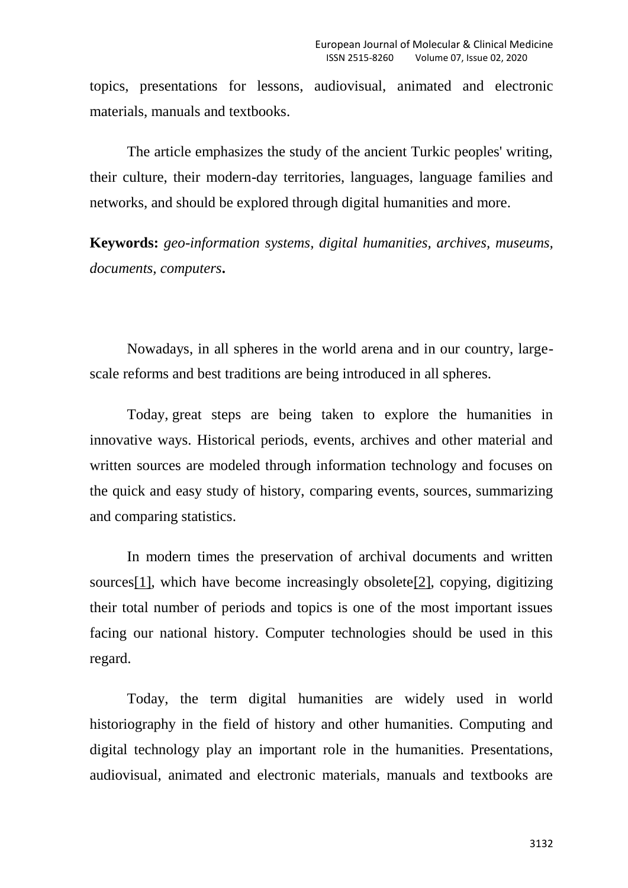topics, presentations for lessons, audiovisual, animated and electronic materials, manuals and textbooks.

The article emphasizes the study of the ancient Turkic peoples' writing, their culture, their modern-day territories, languages, language families and networks, and should be explored through digital humanities and more.

**Keywords:** *geo-information systems, digital humanities, archives, museums, documents, computers***.**

Nowadays, in all spheres in the world arena and in our country, large-scale reforms and best traditions are being introduced in all spheres.

Today, great steps are being taken to explore the humanities in innovative ways. Historical periods, events, archives and other material and written sources are modeled through information technology and focuses on the quick and easy study of history, comparing events, sources, summarizing and comparing statistics.

In modern times the preservation of archival documents and written sources[1], which have become increasingly obsolete[2], copying, digitizing their total number of periods and topics is one of the most important issues facing our national history. Computer technologies should be used in this regard.

Today, the term digital humanities are widely used in world historiography in the field of history and other humanities. Computing and digital technology play an important role in the humanities. Presentations, audiovisual, animated and electronic materials, manuals and textbooks are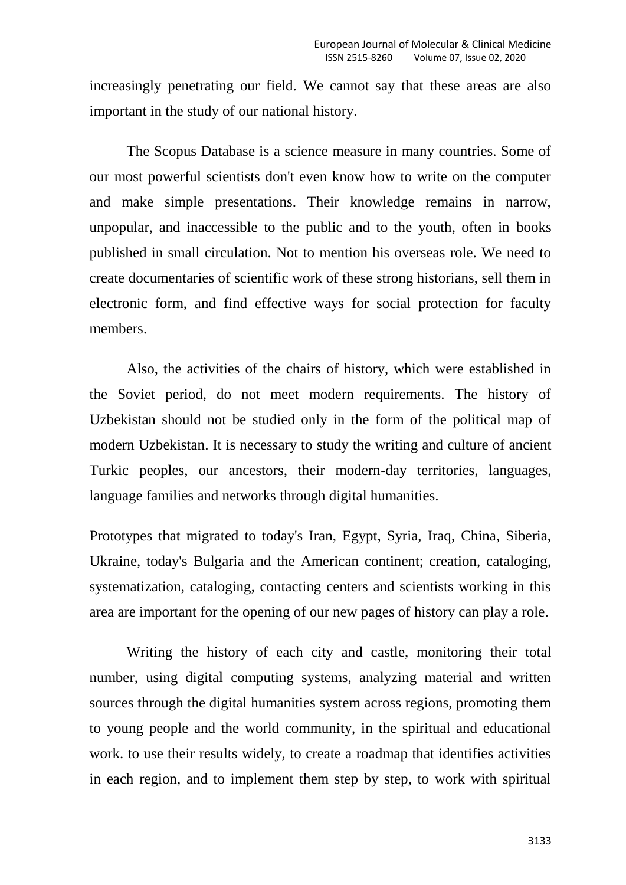increasingly penetrating our field. We cannot say that these areas are also important in the study of our national history.

The Scopus Database is a science measure in many countries. Some of our most powerful scientists don't even know how to write on the computer and make simple presentations. Their knowledge remains in narrow, unpopular, and inaccessible to the public and to the youth, often in books published in small circulation. Not to mention his overseas role. We need to create documentaries of scientific work of these strong historians, sell them in electronic form, and find effective ways for social protection for faculty members.

Also, the activities of the chairs of history, which were established in the Soviet period, do not meet modern requirements. The history of Uzbekistan should not be studied only in the form of the political map of modern Uzbekistan. It is necessary to study the writing and culture of ancient Turkic peoples, our ancestors, their modern-day territories, languages, language families and networks through digital humanities.

Prototypes that migrated to today's Iran, Egypt, Syria, Iraq, China, Siberia, Ukraine, today's Bulgaria and the American continent; creation, cataloging, systematization, cataloging, contacting centers and scientists working in this area are important for the opening of our new pages of history can play a role.

Writing the history of each city and castle, monitoring their total number, using digital computing systems, analyzing material and written sources through the digital humanities system across regions, promoting them to young people and the world community, in the spiritual and educational work. to use their results widely, to create a roadmap that identifies activities in each region, and to implement them step by step, to work with spiritual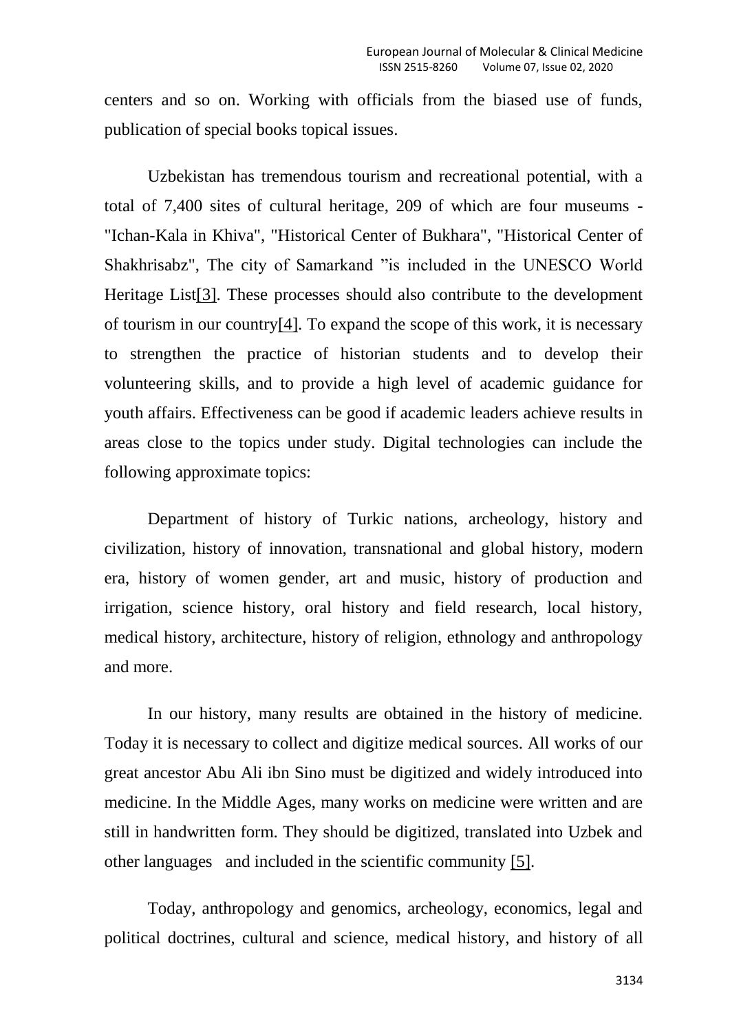centers and so on. Working with officials from the biased use of funds, publication of special books topical issues.

Uzbekistan has tremendous tourism and recreational potential, with a total of 7,400 sites of cultural heritage, 209 of which are four museums - "Ichan-Kala in Khiva", "Historical Center of Bukhara", "Historical Center of Shakhrisabz", The city of Samarkand "is included in the UNESCO World Heritage List[3]. These processes should also contribute to the development of tourism in our country[4]. To expand the scope of this work, it is necessary to strengthen the practice of historian students and to develop their volunteering skills, and to provide a high level of academic guidance for youth affairs. Effectiveness can be good if academic leaders achieve results in areas close to the topics under study. Digital technologies can include the following approximate topics:

Department of history of Turkic nations, archeology, history and civilization, history of innovation, transnational and global history, modern era, history of women gender, art and music, history of production and irrigation, science history, oral history and field research, local history, medical history, architecture, history of religion, ethnology and anthropology and more.

In our history, many results are obtained in the history of medicine. Today it is necessary to collect and digitize medical sources. All works of our great ancestor Abu Ali ibn Sino must be digitized and widely introduced into medicine. In the Middle Ages, many works on medicine were written and are still in handwritten form. They should be digitized, translated into Uzbek and other languages and included in the scientific community [5].

Today, anthropology and genomics, archeology, economics, legal and political doctrines, cultural and science, medical history, and history of all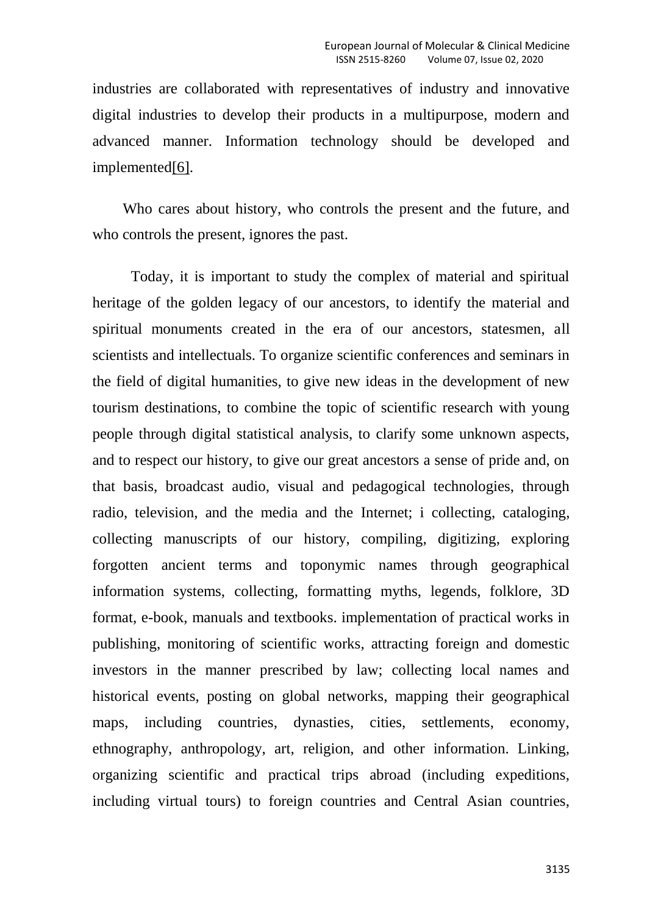industries are collaborated with representatives of industry and innovative digital industries to develop their products in a multipurpose, modern and advanced manner. Information technology should be developed and implemented[6].

Who cares about history, who controls the present and the future, and who controls the present, ignores the past.

Today, it is important to study the complex of material and spiritual heritage of the golden legacy of our ancestors, to identify the material and spiritual monuments created in the era of our ancestors, statesmen, all scientists and intellectuals. To organize scientific conferences and seminars in the field of digital humanities, to give new ideas in the development of new tourism destinations, to combine the topic of scientific research with young people through digital statistical analysis, to clarify some unknown aspects, and to respect our history, to give our great ancestors a sense of pride and, on that basis, broadcast audio, visual and pedagogical technologies, through radio, television, and the media and the Internet; i collecting, cataloging, collecting manuscripts of our history, compiling, digitizing, exploring forgotten ancient terms and toponymic names through geographical information systems, collecting, formatting myths, legends, folklore, 3D format, e-book, manuals and textbooks. implementation of practical works in publishing, monitoring of scientific works, attracting foreign and domestic investors in the manner prescribed by law; collecting local names and historical events, posting on global networks, mapping their geographical maps, including countries, dynasties, cities, settlements, economy, ethnography, anthropology, art, religion, and other information. Linking, organizing scientific and practical trips abroad (including expeditions, including virtual tours) to foreign countries and Central Asian countries,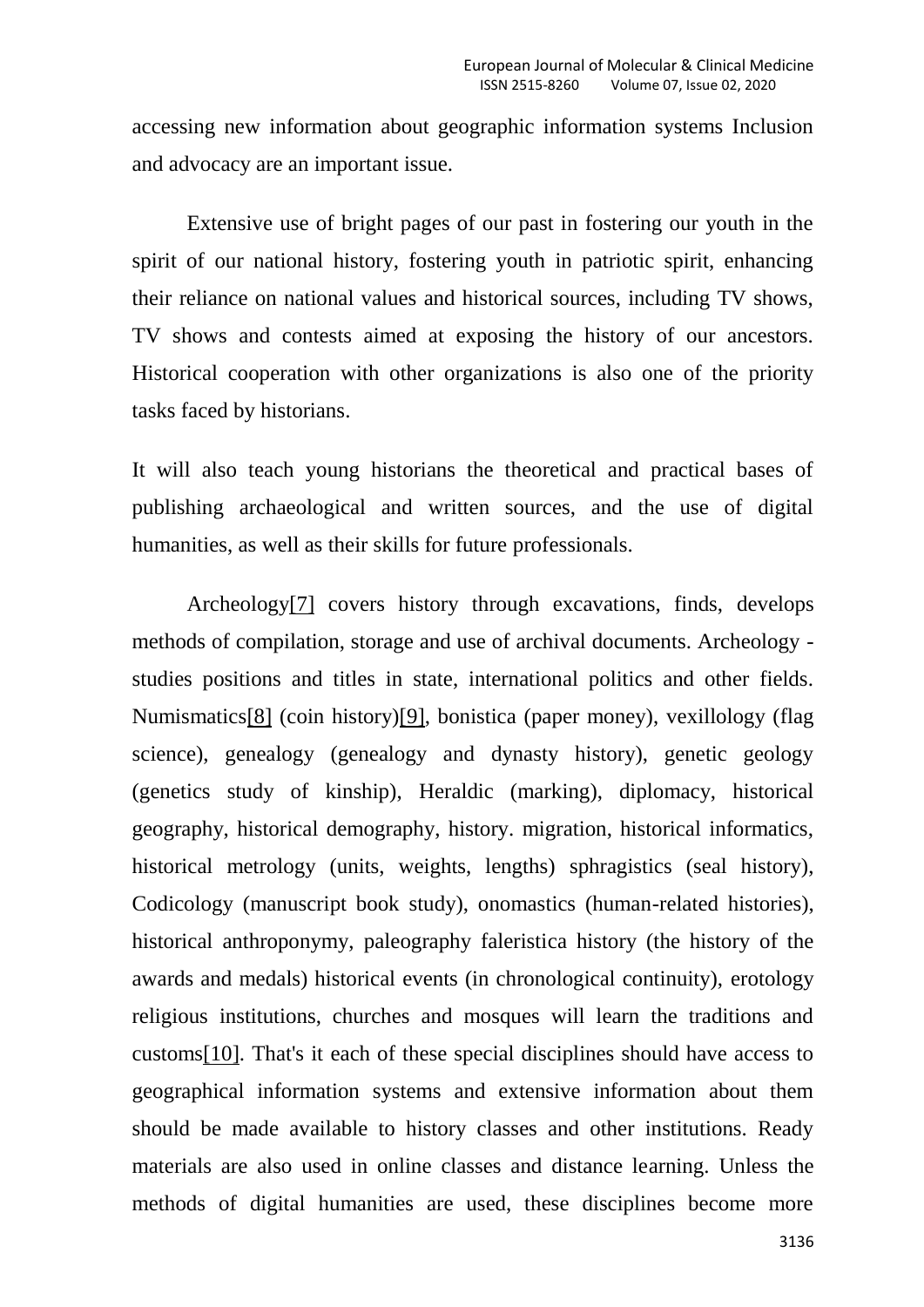accessing new information about geographic information systems Inclusion and advocacy are an important issue.

Extensive use of bright pages of our past in fostering our youth in the spirit of our national history, fostering youth in patriotic spirit, enhancing their reliance on national values and historical sources, including TV shows, TV shows and contests aimed at exposing the history of our ancestors. Historical cooperation with other organizations is also one of the priority tasks faced by historians.

It will also teach young historians the theoretical and practical bases of publishing archaeological and written sources, and the use of digital humanities, as well as their skills for future professionals.

Archeology[7] covers history through excavations, finds, develops methods of compilation, storage and use of archival documents. Archeology - studies positions and titles in state, international politics and other fields. Numismatics[8] (coin history)[9], bonistica (paper money), vexillology (flag science), genealogy (genealogy and dynasty history), genetic geology (genetics study of kinship), Heraldic (marking), diplomacy, historical geography, historical demography, history. migration, historical informatics, historical metrology (units, weights, lengths) sphragistics (seal history), Codicology (manuscript book study), onomastics (human-related histories), historical anthroponymy, paleography faleristica history (the history of the awards and medals) historical events (in chronological continuity), erotology religious institutions, churches and mosques will learn the traditions and customs[10]. That's it each of these special disciplines should have access to geographical information systems and extensive information about them should be made available to history classes and other institutions. Ready materials are also used in online classes and distance learning. Unless the methods of digital humanities are used, these disciplines become more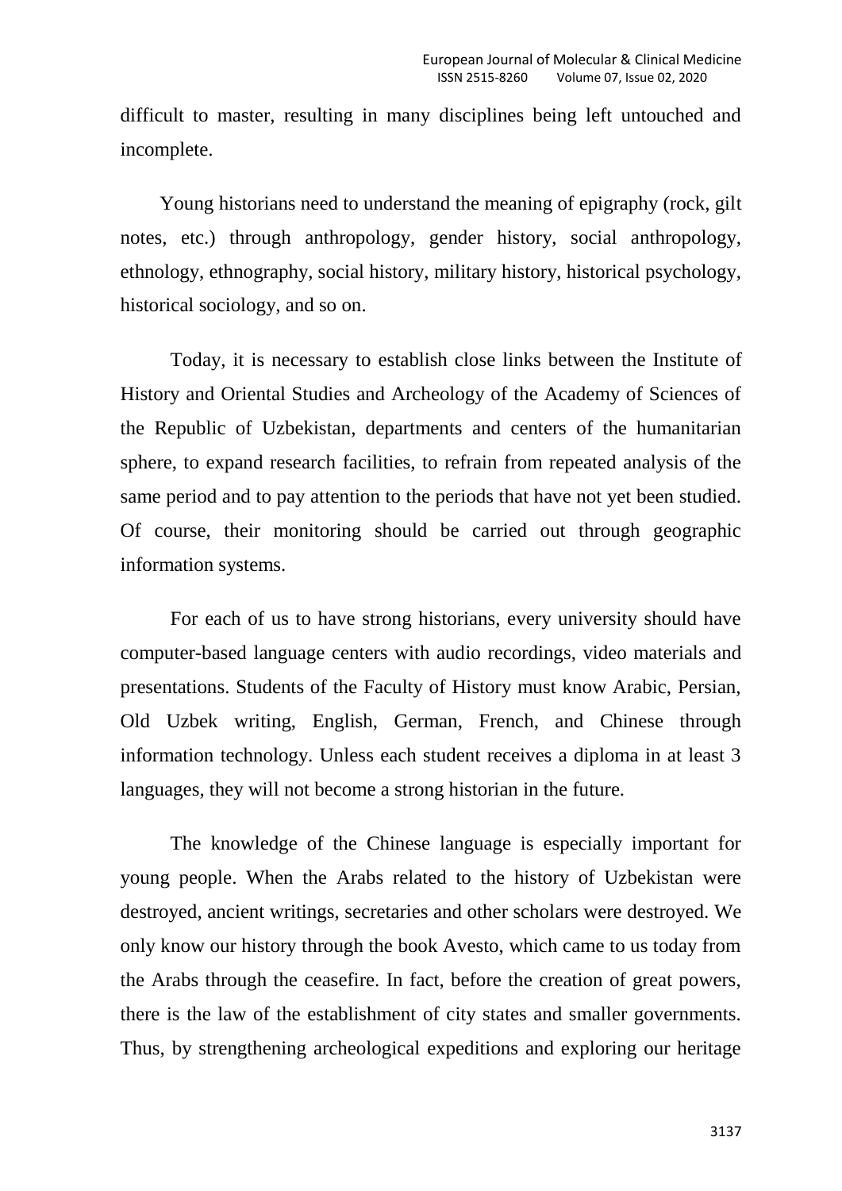difficult to master, resulting in many disciplines being left untouched and incomplete.

Young historians need to understand the meaning of epigraphy (rock, gilt notes, etc.) through anthropology, gender history, social anthropology, ethnology, ethnography, social history, military history, historical psychology, historical sociology, and so on.

Today, it is necessary to establish close links between the Institute of History and Oriental Studies and Archeology of the Academy of Sciences of the Republic of Uzbekistan, departments and centers of the humanitarian sphere, to expand research facilities, to refrain from repeated analysis of the same period and to pay attention to the periods that have not yet been studied. Of course, their monitoring should be carried out through geographic information systems.

For each of us to have strong historians, every university should have computer-based language centers with audio recordings, video materials and presentations. Students of the Faculty of History must know Arabic, Persian, Old Uzbek writing, English, German, French, and Chinese through information technology. Unless each student receives a diploma in at least 3 languages, they will not become a strong historian in the future.

The knowledge of the Chinese language is especially important for young people. When the Arabs related to the history of Uzbekistan were destroyed, ancient writings, secretaries and other scholars were destroyed. We only know our history through the book Avesto, which came to us today from the Arabs through the ceasefire. In fact, before the creation of great powers, there is the law of the establishment of city states and smaller governments. Thus, by strengthening archeological expeditions and exploring our heritage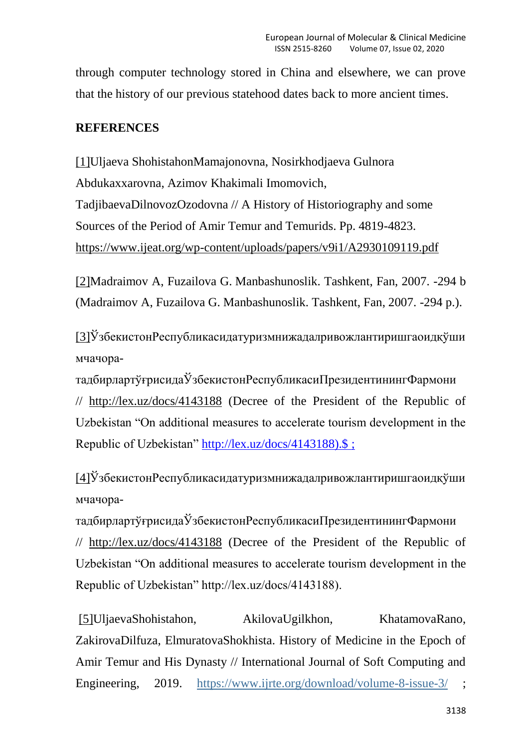through computer technology stored in China and elsewhere, we can prove that the history of our previous statehood dates back to more ancient times.

**REFERENCES**

[1]Uljaeva ShohistahonMamajonovna, Nosirkhodjaeva Gulnora Abdukaxxarovna, Azimov Khakimali Imomovich, TadjibaevaDilnovozOzodovna // A History of Historiography and some Sources of the Period of Amir Temur and Temurids. Pp. 4819-4823. https://www.ijeat.org/wp-content/uploads/papers/v9i1/A2930109119.pdf

[2]Madraimov A, Fuzailova G. Manbashunoslik. Tashkent, Fan, 2007. -294 b (Madraimov A, Fuzailova G. Manbashunoslik. Tashkent, Fan, 2007. -294 p.).

[3]ЎзбекистонРеспубликасидатуризмнижадалривожлантиришгаоидқўшимчачора-тадбирлартўғрисидаЎзбекистонРеспубликасиПрезидентинингФармони // http://lex.uz/docs/4143188 (Decree of the President of the Republic of Uzbekistan "On additional measures to accelerate tourism development in the Republic of Uzbekistan" http://lex.uz/docs/4143188).$ ;

[4]ЎзбекистонРеспубликасидатуризмнижадалривожлантиришгаоидқўшимчачора-тадбирлартўғрисидаЎзбекистонРеспубликасиПрезидентинингФармони // http://lex.uz/docs/4143188 (Decree of the President of the Republic of Uzbekistan "On additional measures to accelerate tourism development in the Republic of Uzbekistan" http://lex.uz/docs/4143188).

[5]UljaevaShohistahon, AkilovaUgilkhon, KhatamovaRano, ZakirovaDilfuza, ElmuratovaShokhista. History of Medicine in the Epoch of Amir Temur and His Dynasty // International Journal of Soft Computing and Engineering, 2019. https://www.ijrte.org/download/volume-8-issue-3/ ;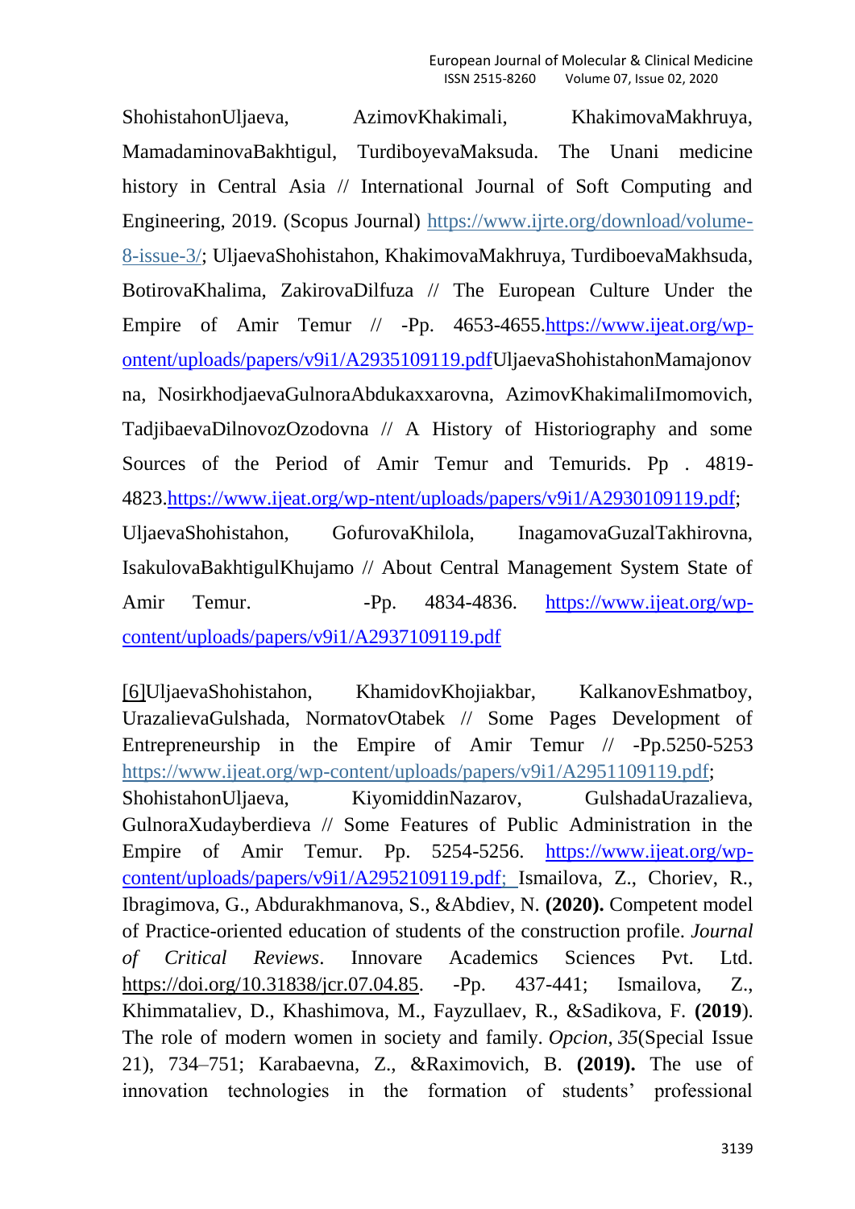ShohistahonUljaeva, AzimovKhakimali, KhakimovaMakhruya, MamadaminovaBakhtigul, TurdiboyevaMaksuda. The Unani medicine history in Central Asia // International Journal of Soft Computing and Engineering, 2019. (Scopus Journal) https://www.ijrte.org/download/volume-8-issue-3/; UljaevaShohistahon, KhakimovaMakhruya, TurdiboevaMakhsuda, BotirovaKhalima, ZakirovaDilfuza // The European Culture Under the Empire of Amir Temur // -Pp. 4653-4655.https://www.ijeat.org/wp-ontent/uploads/papers/v9i1/A2935109119.pdfUljaevaShohistahonMamajonovna, NosirkhodjaevaGulnoraAbdukaxxarovna, AzimovKhakimaliImomovich, TadjibaevaDilnovozOzodovna // A History of Historiography and some Sources of the Period of Amir Temur and Temurids. Pp . 4819-4823.https://www.ijeat.org/wp-ntent/uploads/papers/v9i1/A2930109119.pdf; UljaevaShohistahon, GofurovaKhilola, InagamovaGuzalTakhirovna, IsakulovaBakhtigulKhujamo // About Central Management System State of Amir Temur. -Pp. 4834-4836. https://www.ijeat.org/wp-content/uploads/papers/v9i1/A2937109119.pdf

[6]UljaevaShohistahon, KhamidovKhojiakbar, KalkanovEshmatboy, UrazalievaGulshada, NormatovOtabek // Some Pages Development of Entrepreneurship in the Empire of Amir Temur // -Pp.5250-5253 https://www.ijeat.org/wp-content/uploads/papers/v9i1/A2951109119.pdf; ShohistahonUljaeva, KiyomiddinNazarov, GulshadaUrazalieva, GulnoraXudayberdieva // Some Features of Public Administration in the Empire of Amir Temur. Pp. 5254-5256. https://www.ijeat.org/wp-content/uploads/papers/v9i1/A2952109119.pdf; Ismailova, Z., Choriev, R., Ibragimova, G., Abdurakhmanova, S., &Abdiev, N. **(2020).** Competent model of Practice-oriented education of students of the construction profile. *Journal of Critical Reviews*. Innovare Academics Sciences Pvt. Ltd. https://doi.org/10.31838/jcr.07.04.85. -Pp. 437-441; Ismailova, Z., Khimmataliev, D., Khashimova, M., Fayzullaev, R., &Sadikova, F. **(2019**). The role of modern women in society and family. *Opcion*, *35*(Special Issue 21), 734–751; Karabaevna, Z., &Raximovich, B. **(2019).** The use of innovation technologies in the formation of students' professional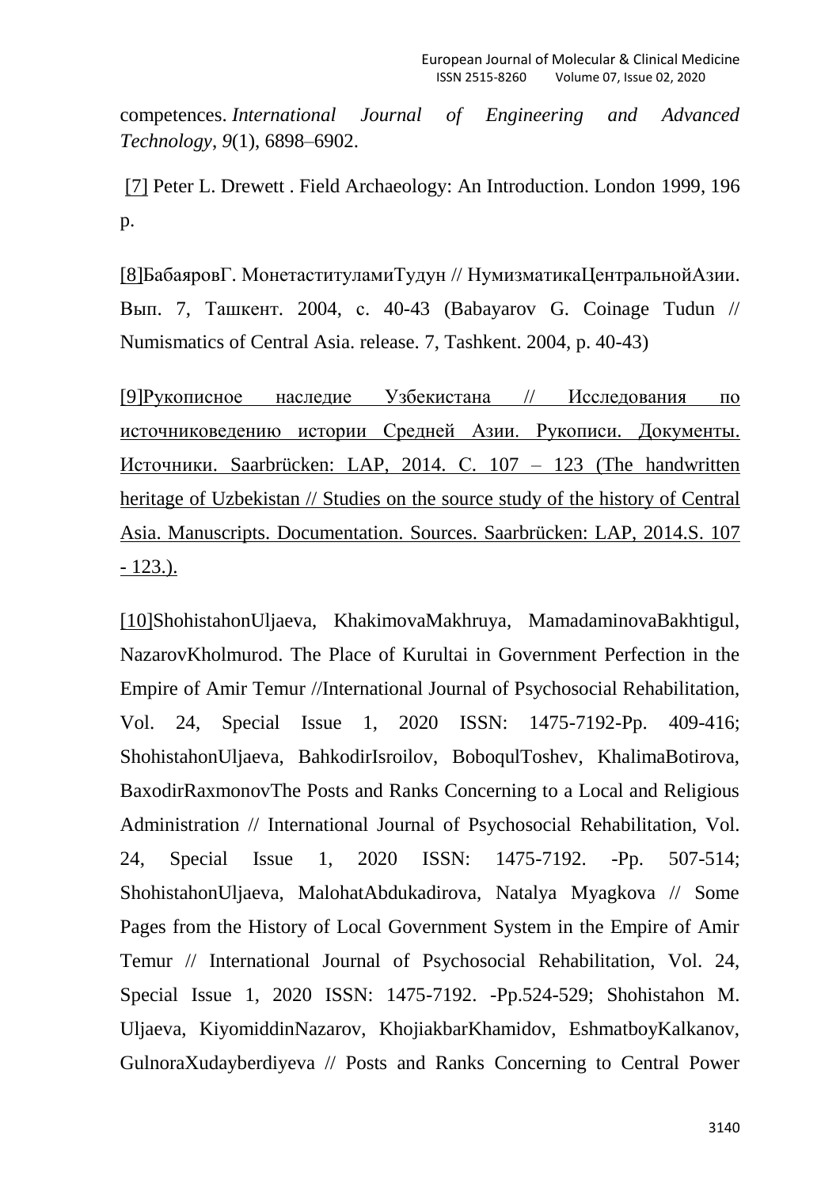competences. *International Journal of Engineering and Advanced Technology*, *9*(1), 6898–6902.

[7] Peter L. Drewett . Field Archaeology: An Introduction. London 1999, 196 p.

[8]БабаяровГ. МонетаституламиТудун // НумизматикаЦентральнойАзии. Вып. 7, Ташкент. 2004, с. 40-43 (Babayarov G. Coinage Tudun // Numismatics of Central Asia. release. 7, Tashkent. 2004, p. 40-43)

[9]Рукописное наследие Узбекистана // Исследования по источниковедению истории Средней Азии. Рукописи. Документы. Источники. Saarbrücken: LAP, 2014. С. 107 – 123 (The handwritten heritage of Uzbekistan // Studies on the source study of the history of Central Asia. Manuscripts. Documentation. Sources. Saarbrücken: LAP, 2014.S. 107 - 123.).

[10]ShohistahonUljaeva, KhakimovaMakhruya, MamadaminovaBakhtigul, NazarovKholmurod. The Place of Kurultai in Government Perfection in the Empire of Amir Temur //International Journal of Psychosocial Rehabilitation, Vol. 24, Special Issue 1, 2020 ISSN: 1475-7192-Pp. 409-416; ShohistahonUljaeva, BahkodirIsroilov, BoboqulToshev, KhalimaBotirova, BaxodirRaxmonovThe Posts and Ranks Concerning to a Local and Religious Administration // International Journal of Psychosocial Rehabilitation, Vol. 24, Special Issue 1, 2020 ISSN: 1475-7192. -Pp. 507-514; ShohistahonUljaeva, MalohatAbdukadirova, Natalya Myagkova // Some Pages from the History of Local Government System in the Empire of Amir Temur // International Journal of Psychosocial Rehabilitation, Vol. 24, Special Issue 1, 2020 ISSN: 1475-7192. -Pp.524-529; Shohistahon M. Uljaeva, KiyomiddinNazarov, KhojiakbarKhamidov, EshmatboyKalkanov, GulnoraXudayberdiyeva // Posts and Ranks Concerning to Central Power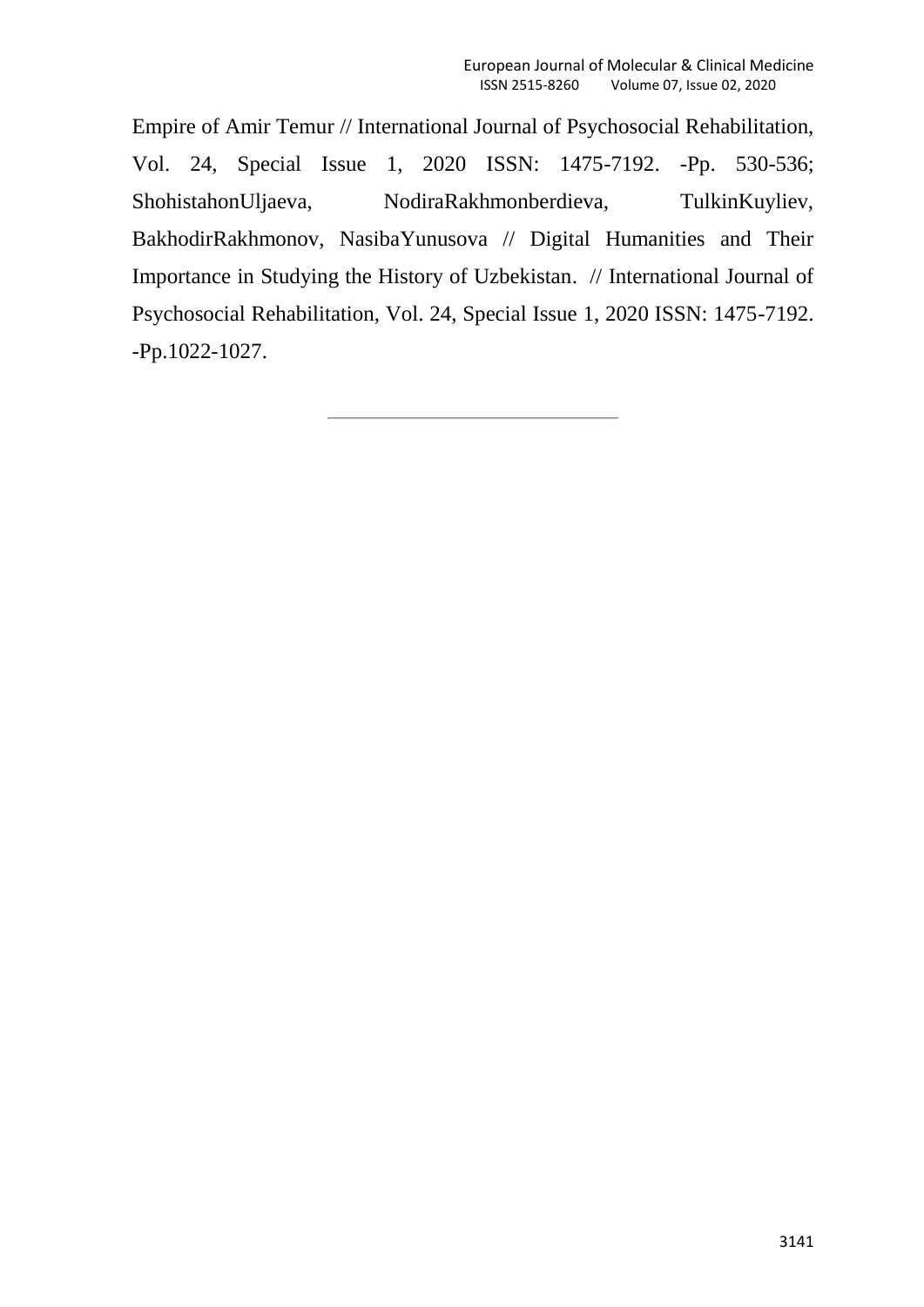Empire of Amir Temur // International Journal of Psychosocial Rehabilitation, Vol. 24, Special Issue 1, 2020 ISSN: 1475-7192. -Pp. 530-536; ShohistahonUljaeva, NodiraRakhmonberdieva, TulkinKuyliev, BakhodirRakhmonov, NasibaYunusova // Digital Humanities and Their Importance in Studying the History of Uzbekistan. // International Journal of Psychosocial Rehabilitation, Vol. 24, Special Issue 1, 2020 ISSN: 1475-7192. -Pp.1022-1027.